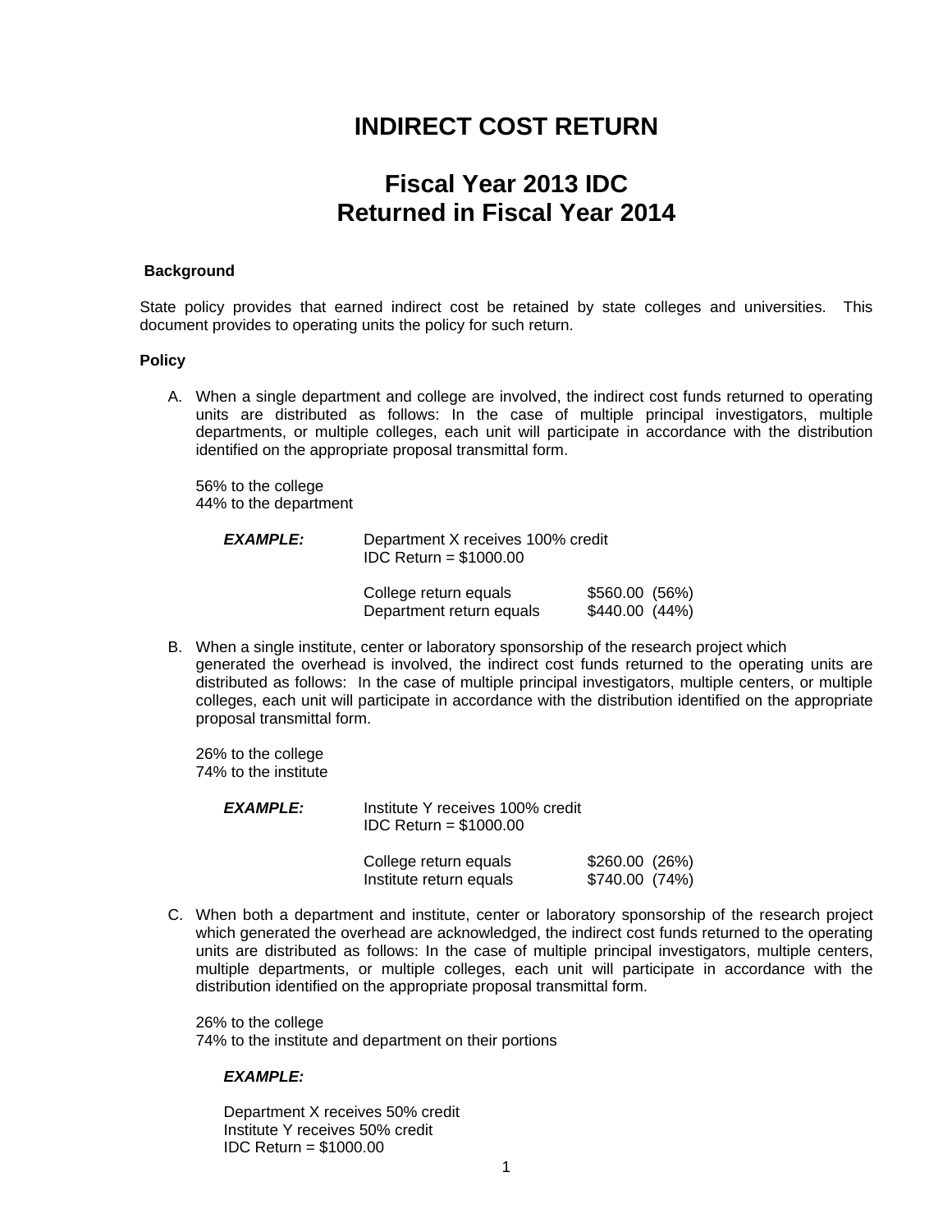# INDIRECT COST RETURN

## Fiscal Year 2013 IDC
## Returned in Fiscal Year 2014

**Background**

State policy provides that earned indirect cost be retained by state colleges and universities. This document provides to operating units the policy for such return.

**Policy**

A. When a single department and college are involved, the indirect cost funds returned to operating units are distributed as follows: In the case of multiple principal investigators, multiple departments, or multiple colleges, each unit will participate in accordance with the distribution identified on the appropriate proposal transmittal form.

   56% to the college
   44% to the department

   ***EXAMPLE:*** Department X receives 100% credit
   IDC Return = $1000.00

   | | | |
   |---|---|---|
   | College return equals | $560.00 | (56%) |
   | Department return equals | $440.00 | (44%) |

B. When a single institute, center or laboratory sponsorship of the research project which generated the overhead is involved, the indirect cost funds returned to the operating units are distributed as follows: In the case of multiple principal investigators, multiple centers, or multiple colleges, each unit will participate in accordance with the distribution identified on the appropriate proposal transmittal form.

   26% to the college
   74% to the institute

   ***EXAMPLE:*** Institute Y receives 100% credit
   IDC Return = $1000.00

   | | | |
   |---|---|---|
   | College return equals | $260.00 | (26%) |
   | Institute return equals | $740.00 | (74%) |

C. When both a department and institute, center or laboratory sponsorship of the research project which generated the overhead are acknowledged, the indirect cost funds returned to the operating units are distributed as follows: In the case of multiple principal investigators, multiple centers, multiple departments, or multiple colleges, each unit will participate in accordance with the distribution identified on the appropriate proposal transmittal form.

   26% to the college
   74% to the institute and department on their portions

   ***EXAMPLE:***

   Department X receives 50% credit
   Institute Y receives 50% credit
   IDC Return = $1000.00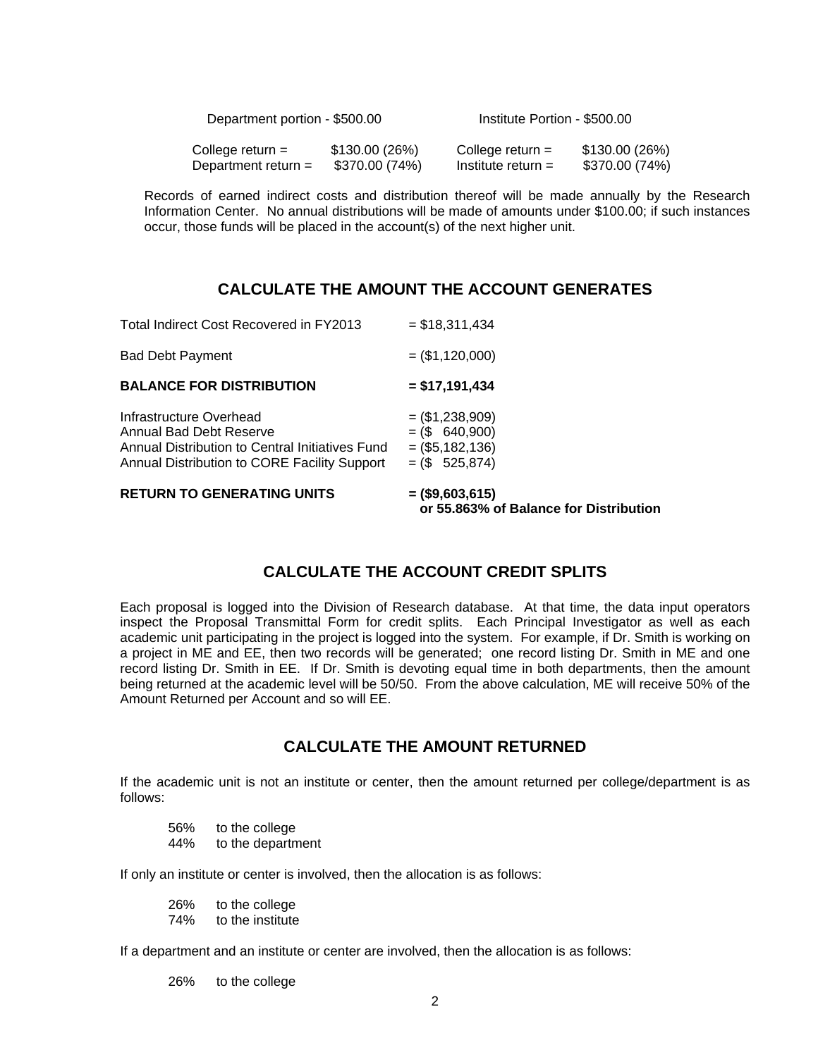| Department portion - $500.00 | | Institute Portion - $500.00 | |
|---|---|---|---|
| College return = | $130.00 (26%) | College return = | $130.00 (26%) |
| Department return = | $370.00 (74%) | Institute return = | $370.00 (74%) |

Records of earned indirect costs and distribution thereof will be made annually by the Research Information Center. No annual distributions will be made of amounts under $100.00; if such instances occur, those funds will be placed in the account(s) of the next higher unit.

## CALCULATE THE AMOUNT THE ACCOUNT GENERATES

| | |
|---|---|
| Total Indirect Cost Recovered in FY2013 | = $18,311,434 |
| Bad Debt Payment | = ($1,120,000) |
| **BALANCE FOR DISTRIBUTION** | **= $17,191,434** |
| Infrastructure Overhead | = ($1,238,909) |
| Annual Bad Debt Reserve | = ($ 640,900) |
| Annual Distribution to Central Initiatives Fund | = ($5,182,136) |
| Annual Distribution to CORE Facility Support | = ($ 525,874) |
| **RETURN TO GENERATING UNITS** | **= ($9,603,615) or 55.863% of Balance for Distribution** |

## CALCULATE THE ACCOUNT CREDIT SPLITS

Each proposal is logged into the Division of Research database. At that time, the data input operators inspect the Proposal Transmittal Form for credit splits. Each Principal Investigator as well as each academic unit participating in the project is logged into the system. For example, if Dr. Smith is working on a project in ME and EE, then two records will be generated; one record listing Dr. Smith in ME and one record listing Dr. Smith in EE. If Dr. Smith is devoting equal time in both departments, then the amount being returned at the academic level will be 50/50. From the above calculation, ME will receive 50% of the Amount Returned per Account and so will EE.

## CALCULATE THE AMOUNT RETURNED

If the academic unit is not an institute or center, then the amount returned per college/department is as follows:

- 56% to the college
- 44% to the department

If only an institute or center is involved, then the allocation is as follows:

- 26% to the college
- 74% to the institute

If a department and an institute or center are involved, then the allocation is as follows:

- 26% to the college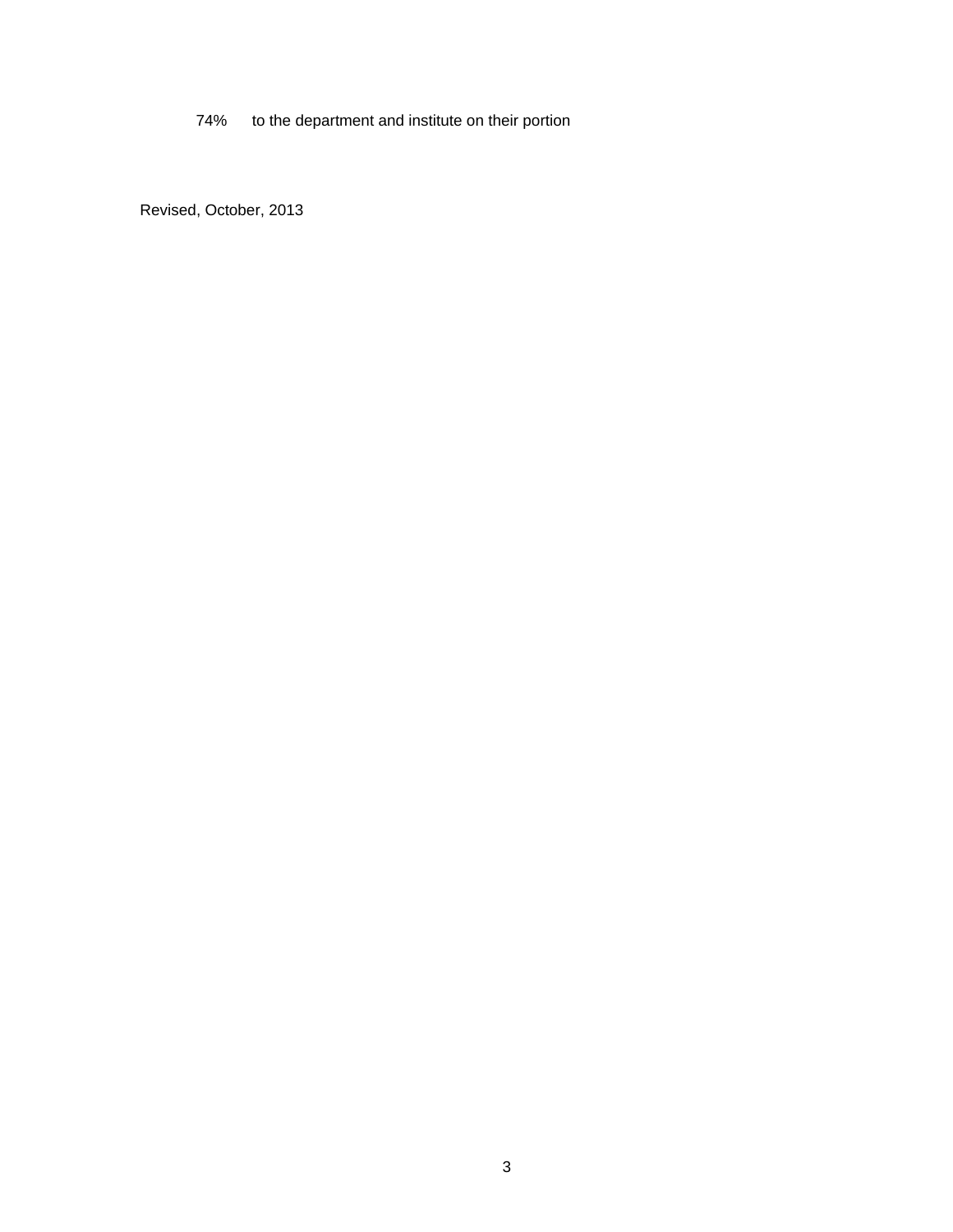74%  to the department and institute on their portion

Revised, October, 2013